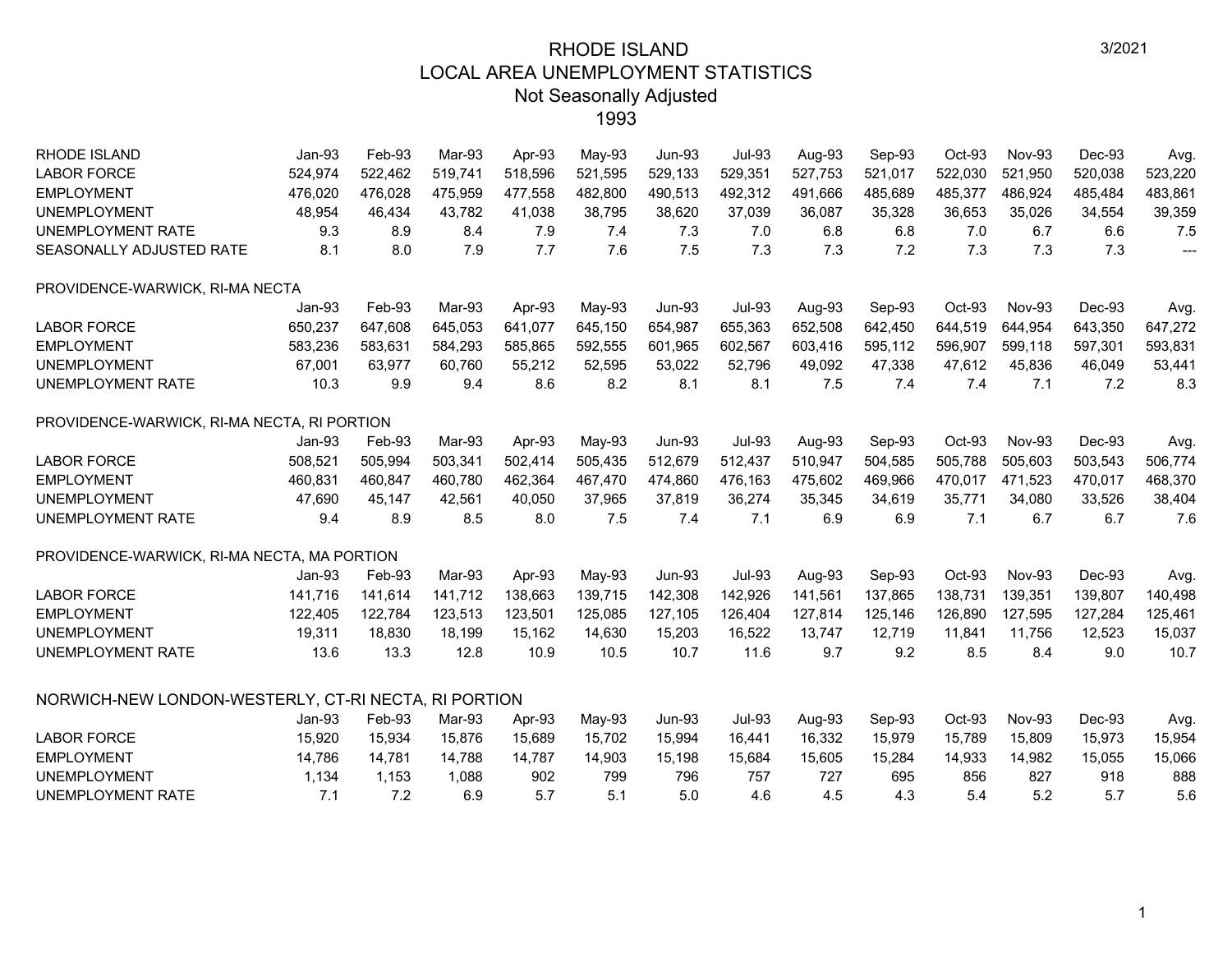# RHODE ISLAND
## LOCAL AREA UNEMPLOYMENT STATISTICS
### Not Seasonally Adjusted
### 1993

3/2021

| RHODE ISLAND | Jan-93 | Feb-93 | Mar-93 | Apr-93 | May-93 | Jun-93 | Jul-93 | Aug-93 | Sep-93 | Oct-93 | Nov-93 | Dec-93 | Avg. |
|---|---|---|---|---|---|---|---|---|---|---|---|---|---|
| LABOR FORCE | 524,974 | 522,462 | 519,741 | 518,596 | 521,595 | 529,133 | 529,351 | 527,753 | 521,017 | 522,030 | 521,950 | 520,038 | 523,220 |
| EMPLOYMENT | 476,020 | 476,028 | 475,959 | 477,558 | 482,800 | 490,513 | 492,312 | 491,666 | 485,689 | 485,377 | 486,924 | 485,484 | 483,861 |
| UNEMPLOYMENT | 48,954 | 46,434 | 43,782 | 41,038 | 38,795 | 38,620 | 37,039 | 36,087 | 35,328 | 36,653 | 35,026 | 34,554 | 39,359 |
| UNEMPLOYMENT RATE | 9.3 | 8.9 | 8.4 | 7.9 | 7.4 | 7.3 | 7.0 | 6.8 | 6.8 | 7.0 | 6.7 | 6.6 | 7.5 |
| SEASONALLY ADJUSTED RATE | 8.1 | 8.0 | 7.9 | 7.7 | 7.6 | 7.5 | 7.3 | 7.3 | 7.2 | 7.3 | 7.3 | 7.3 | --- |

| PROVIDENCE-WARWICK, RI-MA NECTA | Jan-93 | Feb-93 | Mar-93 | Apr-93 | May-93 | Jun-93 | Jul-93 | Aug-93 | Sep-93 | Oct-93 | Nov-93 | Dec-93 | Avg. |
|---|---|---|---|---|---|---|---|---|---|---|---|---|---|
| LABOR FORCE | 650,237 | 647,608 | 645,053 | 641,077 | 645,150 | 654,987 | 655,363 | 652,508 | 642,450 | 644,519 | 644,954 | 643,350 | 647,272 |
| EMPLOYMENT | 583,236 | 583,631 | 584,293 | 585,865 | 592,555 | 601,965 | 602,567 | 603,416 | 595,112 | 596,907 | 599,118 | 597,301 | 593,831 |
| UNEMPLOYMENT | 67,001 | 63,977 | 60,760 | 55,212 | 52,595 | 53,022 | 52,796 | 49,092 | 47,338 | 47,612 | 45,836 | 46,049 | 53,441 |
| UNEMPLOYMENT RATE | 10.3 | 9.9 | 9.4 | 8.6 | 8.2 | 8.1 | 8.1 | 7.5 | 7.4 | 7.4 | 7.1 | 7.2 | 8.3 |

| PROVIDENCE-WARWICK, RI-MA NECTA, RI PORTION | Jan-93 | Feb-93 | Mar-93 | Apr-93 | May-93 | Jun-93 | Jul-93 | Aug-93 | Sep-93 | Oct-93 | Nov-93 | Dec-93 | Avg. |
|---|---|---|---|---|---|---|---|---|---|---|---|---|---|
| LABOR FORCE | 508,521 | 505,994 | 503,341 | 502,414 | 505,435 | 512,679 | 512,437 | 510,947 | 504,585 | 505,788 | 505,603 | 503,543 | 506,774 |
| EMPLOYMENT | 460,831 | 460,847 | 460,780 | 462,364 | 467,470 | 474,860 | 476,163 | 475,602 | 469,966 | 470,017 | 471,523 | 470,017 | 468,370 |
| UNEMPLOYMENT | 47,690 | 45,147 | 42,561 | 40,050 | 37,965 | 37,819 | 36,274 | 35,345 | 34,619 | 35,771 | 34,080 | 33,526 | 38,404 |
| UNEMPLOYMENT RATE | 9.4 | 8.9 | 8.5 | 8.0 | 7.5 | 7.4 | 7.1 | 6.9 | 6.9 | 7.1 | 6.7 | 6.7 | 7.6 |

| PROVIDENCE-WARWICK, RI-MA NECTA, MA PORTION | Jan-93 | Feb-93 | Mar-93 | Apr-93 | May-93 | Jun-93 | Jul-93 | Aug-93 | Sep-93 | Oct-93 | Nov-93 | Dec-93 | Avg. |
|---|---|---|---|---|---|---|---|---|---|---|---|---|---|
| LABOR FORCE | 141,716 | 141,614 | 141,712 | 138,663 | 139,715 | 142,308 | 142,926 | 141,561 | 137,865 | 138,731 | 139,351 | 139,807 | 140,498 |
| EMPLOYMENT | 122,405 | 122,784 | 123,513 | 123,501 | 125,085 | 127,105 | 126,404 | 127,814 | 125,146 | 126,890 | 127,595 | 127,284 | 125,461 |
| UNEMPLOYMENT | 19,311 | 18,830 | 18,199 | 15,162 | 14,630 | 15,203 | 16,522 | 13,747 | 12,719 | 11,841 | 11,756 | 12,523 | 15,037 |
| UNEMPLOYMENT RATE | 13.6 | 13.3 | 12.8 | 10.9 | 10.5 | 10.7 | 11.6 | 9.7 | 9.2 | 8.5 | 8.4 | 9.0 | 10.7 |

| NORWICH-NEW LONDON-WESTERLY, CT-RI NECTA, RI PORTION | Jan-93 | Feb-93 | Mar-93 | Apr-93 | May-93 | Jun-93 | Jul-93 | Aug-93 | Sep-93 | Oct-93 | Nov-93 | Dec-93 | Avg. |
|---|---|---|---|---|---|---|---|---|---|---|---|---|---|
| LABOR FORCE | 15,920 | 15,934 | 15,876 | 15,689 | 15,702 | 15,994 | 16,441 | 16,332 | 15,979 | 15,789 | 15,809 | 15,973 | 15,954 |
| EMPLOYMENT | 14,786 | 14,781 | 14,788 | 14,787 | 14,903 | 15,198 | 15,684 | 15,605 | 15,284 | 14,933 | 14,982 | 15,055 | 15,066 |
| UNEMPLOYMENT | 1,134 | 1,153 | 1,088 | 902 | 799 | 796 | 757 | 727 | 695 | 856 | 827 | 918 | 888 |
| UNEMPLOYMENT RATE | 7.1 | 7.2 | 6.9 | 5.7 | 5.1 | 5.0 | 4.6 | 4.5 | 4.3 | 5.4 | 5.2 | 5.7 | 5.6 |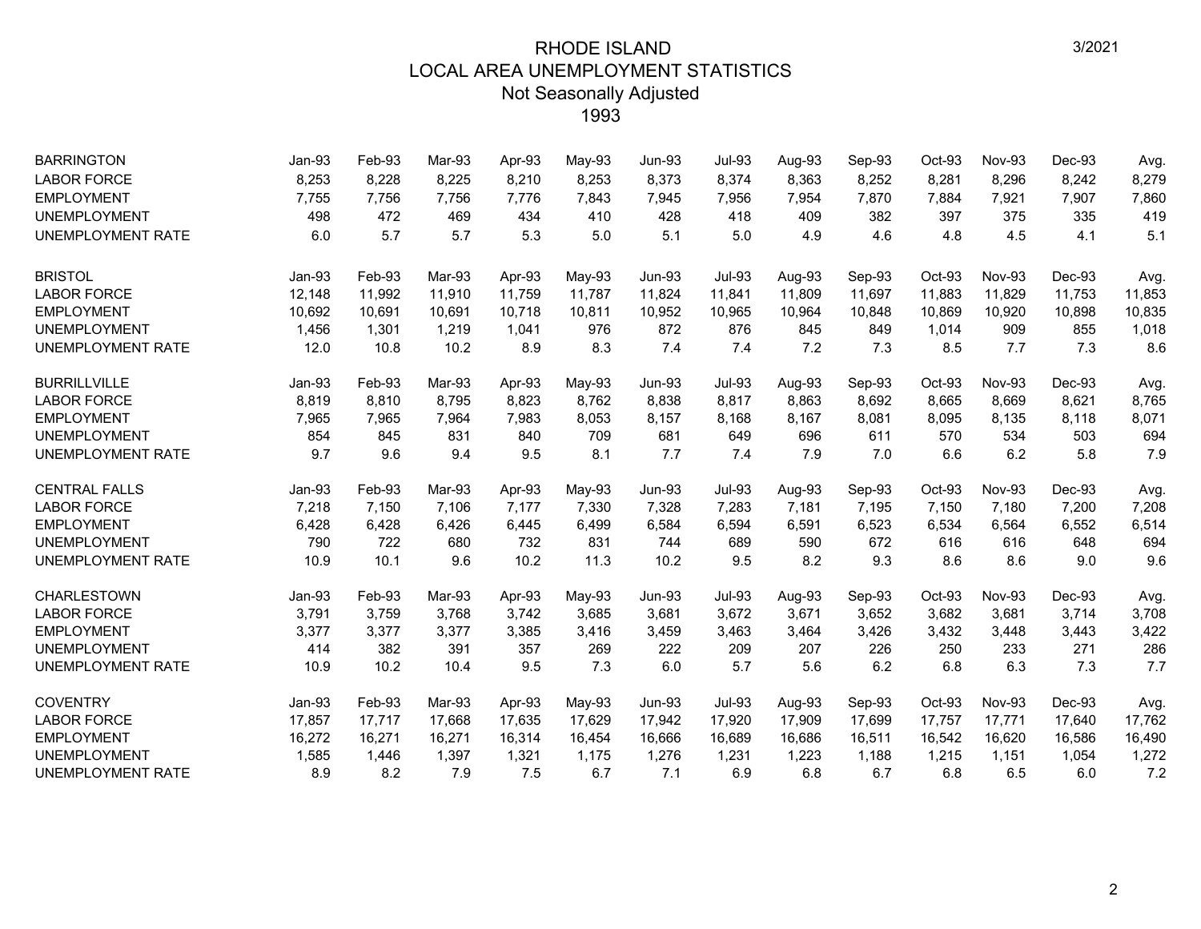# RHODE ISLAND
## LOCAL AREA UNEMPLOYMENT STATISTICS
### Not Seasonally Adjusted
### 1993

3/2021

| BARRINGTON | Jan-93 | Feb-93 | Mar-93 | Apr-93 | May-93 | Jun-93 | Jul-93 | Aug-93 | Sep-93 | Oct-93 | Nov-93 | Dec-93 | Avg. |
|---|---|---|---|---|---|---|---|---|---|---|---|---|---|
| LABOR FORCE | 8,253 | 8,228 | 8,225 | 8,210 | 8,253 | 8,373 | 8,374 | 8,363 | 8,252 | 8,281 | 8,296 | 8,242 | 8,279 |
| EMPLOYMENT | 7,755 | 7,756 | 7,756 | 7,776 | 7,843 | 7,945 | 7,956 | 7,954 | 7,870 | 7,884 | 7,921 | 7,907 | 7,860 |
| UNEMPLOYMENT | 498 | 472 | 469 | 434 | 410 | 428 | 418 | 409 | 382 | 397 | 375 | 335 | 419 |
| UNEMPLOYMENT RATE | 6.0 | 5.7 | 5.7 | 5.3 | 5.0 | 5.1 | 5.0 | 4.9 | 4.6 | 4.8 | 4.5 | 4.1 | 5.1 |

| BRISTOL | Jan-93 | Feb-93 | Mar-93 | Apr-93 | May-93 | Jun-93 | Jul-93 | Aug-93 | Sep-93 | Oct-93 | Nov-93 | Dec-93 | Avg. |
|---|---|---|---|---|---|---|---|---|---|---|---|---|---|
| LABOR FORCE | 12,148 | 11,992 | 11,910 | 11,759 | 11,787 | 11,824 | 11,841 | 11,809 | 11,697 | 11,883 | 11,829 | 11,753 | 11,853 |
| EMPLOYMENT | 10,692 | 10,691 | 10,691 | 10,718 | 10,811 | 10,952 | 10,965 | 10,964 | 10,848 | 10,869 | 10,920 | 10,898 | 10,835 |
| UNEMPLOYMENT | 1,456 | 1,301 | 1,219 | 1,041 | 976 | 872 | 876 | 845 | 849 | 1,014 | 909 | 855 | 1,018 |
| UNEMPLOYMENT RATE | 12.0 | 10.8 | 10.2 | 8.9 | 8.3 | 7.4 | 7.4 | 7.2 | 7.3 | 8.5 | 7.7 | 7.3 | 8.6 |

| BURRILLVILLE | Jan-93 | Feb-93 | Mar-93 | Apr-93 | May-93 | Jun-93 | Jul-93 | Aug-93 | Sep-93 | Oct-93 | Nov-93 | Dec-93 | Avg. |
|---|---|---|---|---|---|---|---|---|---|---|---|---|---|
| LABOR FORCE | 8,819 | 8,810 | 8,795 | 8,823 | 8,762 | 8,838 | 8,817 | 8,863 | 8,692 | 8,665 | 8,669 | 8,621 | 8,765 |
| EMPLOYMENT | 7,965 | 7,965 | 7,964 | 7,983 | 8,053 | 8,157 | 8,168 | 8,167 | 8,081 | 8,095 | 8,135 | 8,118 | 8,071 |
| UNEMPLOYMENT | 854 | 845 | 831 | 840 | 709 | 681 | 649 | 696 | 611 | 570 | 534 | 503 | 694 |
| UNEMPLOYMENT RATE | 9.7 | 9.6 | 9.4 | 9.5 | 8.1 | 7.7 | 7.4 | 7.9 | 7.0 | 6.6 | 6.2 | 5.8 | 7.9 |

| CENTRAL FALLS | Jan-93 | Feb-93 | Mar-93 | Apr-93 | May-93 | Jun-93 | Jul-93 | Aug-93 | Sep-93 | Oct-93 | Nov-93 | Dec-93 | Avg. |
|---|---|---|---|---|---|---|---|---|---|---|---|---|---|
| LABOR FORCE | 7,218 | 7,150 | 7,106 | 7,177 | 7,330 | 7,328 | 7,283 | 7,181 | 7,195 | 7,150 | 7,180 | 7,200 | 7,208 |
| EMPLOYMENT | 6,428 | 6,428 | 6,426 | 6,445 | 6,499 | 6,584 | 6,594 | 6,591 | 6,523 | 6,534 | 6,564 | 6,552 | 6,514 |
| UNEMPLOYMENT | 790 | 722 | 680 | 732 | 831 | 744 | 689 | 590 | 672 | 616 | 616 | 648 | 694 |
| UNEMPLOYMENT RATE | 10.9 | 10.1 | 9.6 | 10.2 | 11.3 | 10.2 | 9.5 | 8.2 | 9.3 | 8.6 | 8.6 | 9.0 | 9.6 |

| CHARLESTOWN | Jan-93 | Feb-93 | Mar-93 | Apr-93 | May-93 | Jun-93 | Jul-93 | Aug-93 | Sep-93 | Oct-93 | Nov-93 | Dec-93 | Avg. |
|---|---|---|---|---|---|---|---|---|---|---|---|---|---|
| LABOR FORCE | 3,791 | 3,759 | 3,768 | 3,742 | 3,685 | 3,681 | 3,672 | 3,671 | 3,652 | 3,682 | 3,681 | 3,714 | 3,708 |
| EMPLOYMENT | 3,377 | 3,377 | 3,377 | 3,385 | 3,416 | 3,459 | 3,463 | 3,464 | 3,426 | 3,432 | 3,448 | 3,443 | 3,422 |
| UNEMPLOYMENT | 414 | 382 | 391 | 357 | 269 | 222 | 209 | 207 | 226 | 250 | 233 | 271 | 286 |
| UNEMPLOYMENT RATE | 10.9 | 10.2 | 10.4 | 9.5 | 7.3 | 6.0 | 5.7 | 5.6 | 6.2 | 6.8 | 6.3 | 7.3 | 7.7 |

| COVENTRY | Jan-93 | Feb-93 | Mar-93 | Apr-93 | May-93 | Jun-93 | Jul-93 | Aug-93 | Sep-93 | Oct-93 | Nov-93 | Dec-93 | Avg. |
|---|---|---|---|---|---|---|---|---|---|---|---|---|---|
| LABOR FORCE | 17,857 | 17,717 | 17,668 | 17,635 | 17,629 | 17,942 | 17,920 | 17,909 | 17,699 | 17,757 | 17,771 | 17,640 | 17,762 |
| EMPLOYMENT | 16,272 | 16,271 | 16,271 | 16,314 | 16,454 | 16,666 | 16,689 | 16,686 | 16,511 | 16,542 | 16,620 | 16,586 | 16,490 |
| UNEMPLOYMENT | 1,585 | 1,446 | 1,397 | 1,321 | 1,175 | 1,276 | 1,231 | 1,223 | 1,188 | 1,215 | 1,151 | 1,054 | 1,272 |
| UNEMPLOYMENT RATE | 8.9 | 8.2 | 7.9 | 7.5 | 6.7 | 7.1 | 6.9 | 6.8 | 6.7 | 6.8 | 6.5 | 6.0 | 7.2 |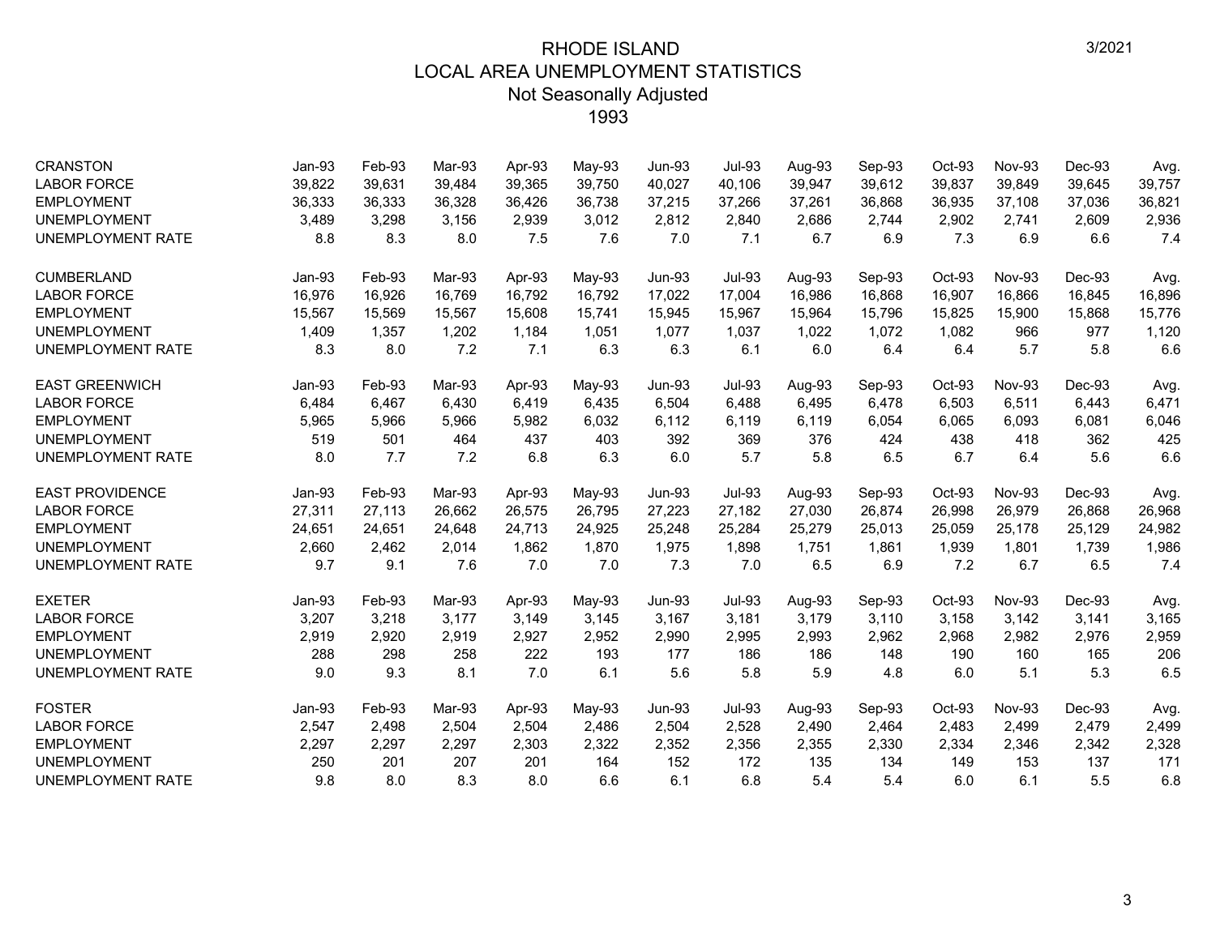# RHODE ISLAND
## LOCAL AREA UNEMPLOYMENT STATISTICS
### Not Seasonally Adjusted
### 1993

| CRANSTON | Jan-93 | Feb-93 | Mar-93 | Apr-93 | May-93 | Jun-93 | Jul-93 | Aug-93 | Sep-93 | Oct-93 | Nov-93 | Dec-93 | Avg. |
|---|---|---|---|---|---|---|---|---|---|---|---|---|---|
| LABOR FORCE | 39,822 | 39,631 | 39,484 | 39,365 | 39,750 | 40,027 | 40,106 | 39,947 | 39,612 | 39,837 | 39,849 | 39,645 | 39,757 |
| EMPLOYMENT | 36,333 | 36,333 | 36,328 | 36,426 | 36,738 | 37,215 | 37,266 | 37,261 | 36,868 | 36,935 | 37,108 | 37,036 | 36,821 |
| UNEMPLOYMENT | 3,489 | 3,298 | 3,156 | 2,939 | 3,012 | 2,812 | 2,840 | 2,686 | 2,744 | 2,902 | 2,741 | 2,609 | 2,936 |
| UNEMPLOYMENT RATE | 8.8 | 8.3 | 8.0 | 7.5 | 7.6 | 7.0 | 7.1 | 6.7 | 6.9 | 7.3 | 6.9 | 6.6 | 7.4 |

| CUMBERLAND | Jan-93 | Feb-93 | Mar-93 | Apr-93 | May-93 | Jun-93 | Jul-93 | Aug-93 | Sep-93 | Oct-93 | Nov-93 | Dec-93 | Avg. |
|---|---|---|---|---|---|---|---|---|---|---|---|---|---|
| LABOR FORCE | 16,976 | 16,926 | 16,769 | 16,792 | 16,792 | 17,022 | 17,004 | 16,986 | 16,868 | 16,907 | 16,866 | 16,845 | 16,896 |
| EMPLOYMENT | 15,567 | 15,569 | 15,567 | 15,608 | 15,741 | 15,945 | 15,967 | 15,964 | 15,796 | 15,825 | 15,900 | 15,868 | 15,776 |
| UNEMPLOYMENT | 1,409 | 1,357 | 1,202 | 1,184 | 1,051 | 1,077 | 1,037 | 1,022 | 1,072 | 1,082 | 966 | 977 | 1,120 |
| UNEMPLOYMENT RATE | 8.3 | 8.0 | 7.2 | 7.1 | 6.3 | 6.3 | 6.1 | 6.0 | 6.4 | 6.4 | 5.7 | 5.8 | 6.6 |

| EAST GREENWICH | Jan-93 | Feb-93 | Mar-93 | Apr-93 | May-93 | Jun-93 | Jul-93 | Aug-93 | Sep-93 | Oct-93 | Nov-93 | Dec-93 | Avg. |
|---|---|---|---|---|---|---|---|---|---|---|---|---|---|
| LABOR FORCE | 6,484 | 6,467 | 6,430 | 6,419 | 6,435 | 6,504 | 6,488 | 6,495 | 6,478 | 6,503 | 6,511 | 6,443 | 6,471 |
| EMPLOYMENT | 5,965 | 5,966 | 5,966 | 5,982 | 6,032 | 6,112 | 6,119 | 6,119 | 6,054 | 6,065 | 6,093 | 6,081 | 6,046 |
| UNEMPLOYMENT | 519 | 501 | 464 | 437 | 403 | 392 | 369 | 376 | 424 | 438 | 418 | 362 | 425 |
| UNEMPLOYMENT RATE | 8.0 | 7.7 | 7.2 | 6.8 | 6.3 | 6.0 | 5.7 | 5.8 | 6.5 | 6.7 | 6.4 | 5.6 | 6.6 |

| EAST PROVIDENCE | Jan-93 | Feb-93 | Mar-93 | Apr-93 | May-93 | Jun-93 | Jul-93 | Aug-93 | Sep-93 | Oct-93 | Nov-93 | Dec-93 | Avg. |
|---|---|---|---|---|---|---|---|---|---|---|---|---|---|
| LABOR FORCE | 27,311 | 27,113 | 26,662 | 26,575 | 26,795 | 27,223 | 27,182 | 27,030 | 26,874 | 26,998 | 26,979 | 26,868 | 26,968 |
| EMPLOYMENT | 24,651 | 24,651 | 24,648 | 24,713 | 24,925 | 25,248 | 25,284 | 25,279 | 25,013 | 25,059 | 25,178 | 25,129 | 24,982 |
| UNEMPLOYMENT | 2,660 | 2,462 | 2,014 | 1,862 | 1,870 | 1,975 | 1,898 | 1,751 | 1,861 | 1,939 | 1,801 | 1,739 | 1,986 |
| UNEMPLOYMENT RATE | 9.7 | 9.1 | 7.6 | 7.0 | 7.0 | 7.3 | 7.0 | 6.5 | 6.9 | 7.2 | 6.7 | 6.5 | 7.4 |

| EXETER | Jan-93 | Feb-93 | Mar-93 | Apr-93 | May-93 | Jun-93 | Jul-93 | Aug-93 | Sep-93 | Oct-93 | Nov-93 | Dec-93 | Avg. |
|---|---|---|---|---|---|---|---|---|---|---|---|---|---|
| LABOR FORCE | 3,207 | 3,218 | 3,177 | 3,149 | 3,145 | 3,167 | 3,181 | 3,179 | 3,110 | 3,158 | 3,142 | 3,141 | 3,165 |
| EMPLOYMENT | 2,919 | 2,920 | 2,919 | 2,927 | 2,952 | 2,990 | 2,995 | 2,993 | 2,962 | 2,968 | 2,982 | 2,976 | 2,959 |
| UNEMPLOYMENT | 288 | 298 | 258 | 222 | 193 | 177 | 186 | 186 | 148 | 190 | 160 | 165 | 206 |
| UNEMPLOYMENT RATE | 9.0 | 9.3 | 8.1 | 7.0 | 6.1 | 5.6 | 5.8 | 5.9 | 4.8 | 6.0 | 5.1 | 5.3 | 6.5 |

| FOSTER | Jan-93 | Feb-93 | Mar-93 | Apr-93 | May-93 | Jun-93 | Jul-93 | Aug-93 | Sep-93 | Oct-93 | Nov-93 | Dec-93 | Avg. |
|---|---|---|---|---|---|---|---|---|---|---|---|---|---|
| LABOR FORCE | 2,547 | 2,498 | 2,504 | 2,504 | 2,486 | 2,504 | 2,528 | 2,490 | 2,464 | 2,483 | 2,499 | 2,479 | 2,499 |
| EMPLOYMENT | 2,297 | 2,297 | 2,297 | 2,303 | 2,322 | 2,352 | 2,356 | 2,355 | 2,330 | 2,334 | 2,346 | 2,342 | 2,328 |
| UNEMPLOYMENT | 250 | 201 | 207 | 201 | 164 | 152 | 172 | 135 | 134 | 149 | 153 | 137 | 171 |
| UNEMPLOYMENT RATE | 9.8 | 8.0 | 8.3 | 8.0 | 6.6 | 6.1 | 6.8 | 5.4 | 5.4 | 6.0 | 6.1 | 5.5 | 6.8 |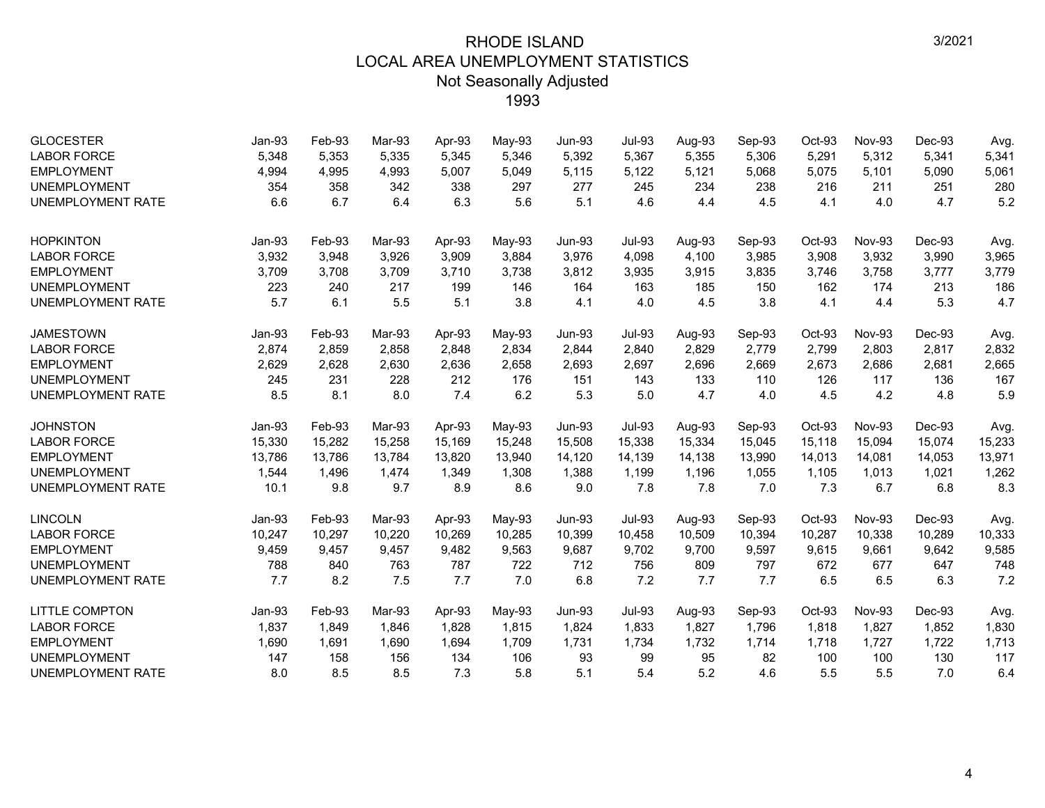# RHODE ISLAND
## LOCAL AREA UNEMPLOYMENT STATISTICS
### Not Seasonally Adjusted
### 1993

3/2021

| GLOCESTER | Jan-93 | Feb-93 | Mar-93 | Apr-93 | May-93 | Jun-93 | Jul-93 | Aug-93 | Sep-93 | Oct-93 | Nov-93 | Dec-93 | Avg. |
|---|---|---|---|---|---|---|---|---|---|---|---|---|---|
| LABOR FORCE | 5,348 | 5,353 | 5,335 | 5,345 | 5,346 | 5,392 | 5,367 | 5,355 | 5,306 | 5,291 | 5,312 | 5,341 | 5,341 |
| EMPLOYMENT | 4,994 | 4,995 | 4,993 | 5,007 | 5,049 | 5,115 | 5,122 | 5,121 | 5,068 | 5,075 | 5,101 | 5,090 | 5,061 |
| UNEMPLOYMENT | 354 | 358 | 342 | 338 | 297 | 277 | 245 | 234 | 238 | 216 | 211 | 251 | 280 |
| UNEMPLOYMENT RATE | 6.6 | 6.7 | 6.4 | 6.3 | 5.6 | 5.1 | 4.6 | 4.4 | 4.5 | 4.1 | 4.0 | 4.7 | 5.2 |

| HOPKINTON | Jan-93 | Feb-93 | Mar-93 | Apr-93 | May-93 | Jun-93 | Jul-93 | Aug-93 | Sep-93 | Oct-93 | Nov-93 | Dec-93 | Avg. |
|---|---|---|---|---|---|---|---|---|---|---|---|---|---|
| LABOR FORCE | 3,932 | 3,948 | 3,926 | 3,909 | 3,884 | 3,976 | 4,098 | 4,100 | 3,985 | 3,908 | 3,932 | 3,990 | 3,965 |
| EMPLOYMENT | 3,709 | 3,708 | 3,709 | 3,710 | 3,738 | 3,812 | 3,935 | 3,915 | 3,835 | 3,746 | 3,758 | 3,777 | 3,779 |
| UNEMPLOYMENT | 223 | 240 | 217 | 199 | 146 | 164 | 163 | 185 | 150 | 162 | 174 | 213 | 186 |
| UNEMPLOYMENT RATE | 5.7 | 6.1 | 5.5 | 5.1 | 3.8 | 4.1 | 4.0 | 4.5 | 3.8 | 4.1 | 4.4 | 5.3 | 4.7 |

| JAMESTOWN | Jan-93 | Feb-93 | Mar-93 | Apr-93 | May-93 | Jun-93 | Jul-93 | Aug-93 | Sep-93 | Oct-93 | Nov-93 | Dec-93 | Avg. |
|---|---|---|---|---|---|---|---|---|---|---|---|---|---|
| LABOR FORCE | 2,874 | 2,859 | 2,858 | 2,848 | 2,834 | 2,844 | 2,840 | 2,829 | 2,779 | 2,799 | 2,803 | 2,817 | 2,832 |
| EMPLOYMENT | 2,629 | 2,628 | 2,630 | 2,636 | 2,658 | 2,693 | 2,697 | 2,696 | 2,669 | 2,673 | 2,686 | 2,681 | 2,665 |
| UNEMPLOYMENT | 245 | 231 | 228 | 212 | 176 | 151 | 143 | 133 | 110 | 126 | 117 | 136 | 167 |
| UNEMPLOYMENT RATE | 8.5 | 8.1 | 8.0 | 7.4 | 6.2 | 5.3 | 5.0 | 4.7 | 4.0 | 4.5 | 4.2 | 4.8 | 5.9 |

| JOHNSTON | Jan-93 | Feb-93 | Mar-93 | Apr-93 | May-93 | Jun-93 | Jul-93 | Aug-93 | Sep-93 | Oct-93 | Nov-93 | Dec-93 | Avg. |
|---|---|---|---|---|---|---|---|---|---|---|---|---|---|
| LABOR FORCE | 15,330 | 15,282 | 15,258 | 15,169 | 15,248 | 15,508 | 15,338 | 15,334 | 15,045 | 15,118 | 15,094 | 15,074 | 15,233 |
| EMPLOYMENT | 13,786 | 13,786 | 13,784 | 13,820 | 13,940 | 14,120 | 14,139 | 14,138 | 13,990 | 14,013 | 14,081 | 14,053 | 13,971 |
| UNEMPLOYMENT | 1,544 | 1,496 | 1,474 | 1,349 | 1,308 | 1,388 | 1,199 | 1,196 | 1,055 | 1,105 | 1,013 | 1,021 | 1,262 |
| UNEMPLOYMENT RATE | 10.1 | 9.8 | 9.7 | 8.9 | 8.6 | 9.0 | 7.8 | 7.8 | 7.0 | 7.3 | 6.7 | 6.8 | 8.3 |

| LINCOLN | Jan-93 | Feb-93 | Mar-93 | Apr-93 | May-93 | Jun-93 | Jul-93 | Aug-93 | Sep-93 | Oct-93 | Nov-93 | Dec-93 | Avg. |
|---|---|---|---|---|---|---|---|---|---|---|---|---|---|
| LABOR FORCE | 10,247 | 10,297 | 10,220 | 10,269 | 10,285 | 10,399 | 10,458 | 10,509 | 10,394 | 10,287 | 10,338 | 10,289 | 10,333 |
| EMPLOYMENT | 9,459 | 9,457 | 9,457 | 9,482 | 9,563 | 9,687 | 9,702 | 9,700 | 9,597 | 9,615 | 9,661 | 9,642 | 9,585 |
| UNEMPLOYMENT | 788 | 840 | 763 | 787 | 722 | 712 | 756 | 809 | 797 | 672 | 677 | 647 | 748 |
| UNEMPLOYMENT RATE | 7.7 | 8.2 | 7.5 | 7.7 | 7.0 | 6.8 | 7.2 | 7.7 | 7.7 | 6.5 | 6.5 | 6.3 | 7.2 |

| LITTLE COMPTON | Jan-93 | Feb-93 | Mar-93 | Apr-93 | May-93 | Jun-93 | Jul-93 | Aug-93 | Sep-93 | Oct-93 | Nov-93 | Dec-93 | Avg. |
|---|---|---|---|---|---|---|---|---|---|---|---|---|---|
| LABOR FORCE | 1,837 | 1,849 | 1,846 | 1,828 | 1,815 | 1,824 | 1,833 | 1,827 | 1,796 | 1,818 | 1,827 | 1,852 | 1,830 |
| EMPLOYMENT | 1,690 | 1,691 | 1,690 | 1,694 | 1,709 | 1,731 | 1,734 | 1,732 | 1,714 | 1,718 | 1,727 | 1,722 | 1,713 |
| UNEMPLOYMENT | 147 | 158 | 156 | 134 | 106 | 93 | 99 | 95 | 82 | 100 | 100 | 130 | 117 |
| UNEMPLOYMENT RATE | 8.0 | 8.5 | 8.5 | 7.3 | 5.8 | 5.1 | 5.4 | 5.2 | 4.6 | 5.5 | 5.5 | 7.0 | 6.4 |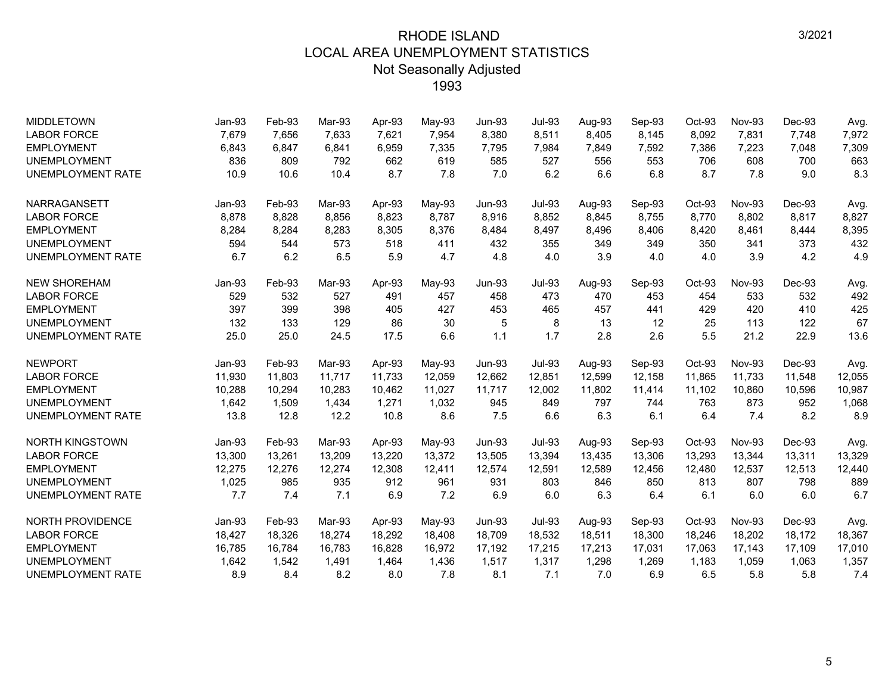# RHODE ISLAND
## LOCAL AREA UNEMPLOYMENT STATISTICS
### Not Seasonally Adjusted
### 1993

3/2021

| MIDDLETOWN | Jan-93 | Feb-93 | Mar-93 | Apr-93 | May-93 | Jun-93 | Jul-93 | Aug-93 | Sep-93 | Oct-93 | Nov-93 | Dec-93 | Avg. |
|---|---|---|---|---|---|---|---|---|---|---|---|---|---|
| LABOR FORCE | 7,679 | 7,656 | 7,633 | 7,621 | 7,954 | 8,380 | 8,511 | 8,405 | 8,145 | 8,092 | 7,831 | 7,748 | 7,972 |
| EMPLOYMENT | 6,843 | 6,847 | 6,841 | 6,959 | 7,335 | 7,795 | 7,984 | 7,849 | 7,592 | 7,386 | 7,223 | 7,048 | 7,309 |
| UNEMPLOYMENT | 836 | 809 | 792 | 662 | 619 | 585 | 527 | 556 | 553 | 706 | 608 | 700 | 663 |
| UNEMPLOYMENT RATE | 10.9 | 10.6 | 10.4 | 8.7 | 7.8 | 7.0 | 6.2 | 6.6 | 6.8 | 8.7 | 7.8 | 9.0 | 8.3 |

| NARRAGANSETT | Jan-93 | Feb-93 | Mar-93 | Apr-93 | May-93 | Jun-93 | Jul-93 | Aug-93 | Sep-93 | Oct-93 | Nov-93 | Dec-93 | Avg. |
|---|---|---|---|---|---|---|---|---|---|---|---|---|---|
| LABOR FORCE | 8,878 | 8,828 | 8,856 | 8,823 | 8,787 | 8,916 | 8,852 | 8,845 | 8,755 | 8,770 | 8,802 | 8,817 | 8,827 |
| EMPLOYMENT | 8,284 | 8,284 | 8,283 | 8,305 | 8,376 | 8,484 | 8,497 | 8,496 | 8,406 | 8,420 | 8,461 | 8,444 | 8,395 |
| UNEMPLOYMENT | 594 | 544 | 573 | 518 | 411 | 432 | 355 | 349 | 349 | 350 | 341 | 373 | 432 |
| UNEMPLOYMENT RATE | 6.7 | 6.2 | 6.5 | 5.9 | 4.7 | 4.8 | 4.0 | 3.9 | 4.0 | 4.0 | 3.9 | 4.2 | 4.9 |

| NEW SHOREHAM | Jan-93 | Feb-93 | Mar-93 | Apr-93 | May-93 | Jun-93 | Jul-93 | Aug-93 | Sep-93 | Oct-93 | Nov-93 | Dec-93 | Avg. |
|---|---|---|---|---|---|---|---|---|---|---|---|---|---|
| LABOR FORCE | 529 | 532 | 527 | 491 | 457 | 458 | 473 | 470 | 453 | 454 | 533 | 532 | 492 |
| EMPLOYMENT | 397 | 399 | 398 | 405 | 427 | 453 | 465 | 457 | 441 | 429 | 420 | 410 | 425 |
| UNEMPLOYMENT | 132 | 133 | 129 | 86 | 30 | 5 | 8 | 13 | 12 | 25 | 113 | 122 | 67 |
| UNEMPLOYMENT RATE | 25.0 | 25.0 | 24.5 | 17.5 | 6.6 | 1.1 | 1.7 | 2.8 | 2.6 | 5.5 | 21.2 | 22.9 | 13.6 |

| NEWPORT | Jan-93 | Feb-93 | Mar-93 | Apr-93 | May-93 | Jun-93 | Jul-93 | Aug-93 | Sep-93 | Oct-93 | Nov-93 | Dec-93 | Avg. |
|---|---|---|---|---|---|---|---|---|---|---|---|---|---|
| LABOR FORCE | 11,930 | 11,803 | 11,717 | 11,733 | 12,059 | 12,662 | 12,851 | 12,599 | 12,158 | 11,865 | 11,733 | 11,548 | 12,055 |
| EMPLOYMENT | 10,288 | 10,294 | 10,283 | 10,462 | 11,027 | 11,717 | 12,002 | 11,802 | 11,414 | 11,102 | 10,860 | 10,596 | 10,987 |
| UNEMPLOYMENT | 1,642 | 1,509 | 1,434 | 1,271 | 1,032 | 945 | 849 | 797 | 744 | 763 | 873 | 952 | 1,068 |
| UNEMPLOYMENT RATE | 13.8 | 12.8 | 12.2 | 10.8 | 8.6 | 7.5 | 6.6 | 6.3 | 6.1 | 6.4 | 7.4 | 8.2 | 8.9 |

| NORTH KINGSTOWN | Jan-93 | Feb-93 | Mar-93 | Apr-93 | May-93 | Jun-93 | Jul-93 | Aug-93 | Sep-93 | Oct-93 | Nov-93 | Dec-93 | Avg. |
|---|---|---|---|---|---|---|---|---|---|---|---|---|---|
| LABOR FORCE | 13,300 | 13,261 | 13,209 | 13,220 | 13,372 | 13,505 | 13,394 | 13,435 | 13,306 | 13,293 | 13,344 | 13,311 | 13,329 |
| EMPLOYMENT | 12,275 | 12,276 | 12,274 | 12,308 | 12,411 | 12,574 | 12,591 | 12,589 | 12,456 | 12,480 | 12,537 | 12,513 | 12,440 |
| UNEMPLOYMENT | 1,025 | 985 | 935 | 912 | 961 | 931 | 803 | 846 | 850 | 813 | 807 | 798 | 889 |
| UNEMPLOYMENT RATE | 7.7 | 7.4 | 7.1 | 6.9 | 7.2 | 6.9 | 6.0 | 6.3 | 6.4 | 6.1 | 6.0 | 6.0 | 6.7 |

| NORTH PROVIDENCE | Jan-93 | Feb-93 | Mar-93 | Apr-93 | May-93 | Jun-93 | Jul-93 | Aug-93 | Sep-93 | Oct-93 | Nov-93 | Dec-93 | Avg. |
|---|---|---|---|---|---|---|---|---|---|---|---|---|---|
| LABOR FORCE | 18,427 | 18,326 | 18,274 | 18,292 | 18,408 | 18,709 | 18,532 | 18,511 | 18,300 | 18,246 | 18,202 | 18,172 | 18,367 |
| EMPLOYMENT | 16,785 | 16,784 | 16,783 | 16,828 | 16,972 | 17,192 | 17,215 | 17,213 | 17,031 | 17,063 | 17,143 | 17,109 | 17,010 |
| UNEMPLOYMENT | 1,642 | 1,542 | 1,491 | 1,464 | 1,436 | 1,517 | 1,317 | 1,298 | 1,269 | 1,183 | 1,059 | 1,063 | 1,357 |
| UNEMPLOYMENT RATE | 8.9 | 8.4 | 8.2 | 8.0 | 7.8 | 8.1 | 7.1 | 7.0 | 6.9 | 6.5 | 5.8 | 5.8 | 7.4 |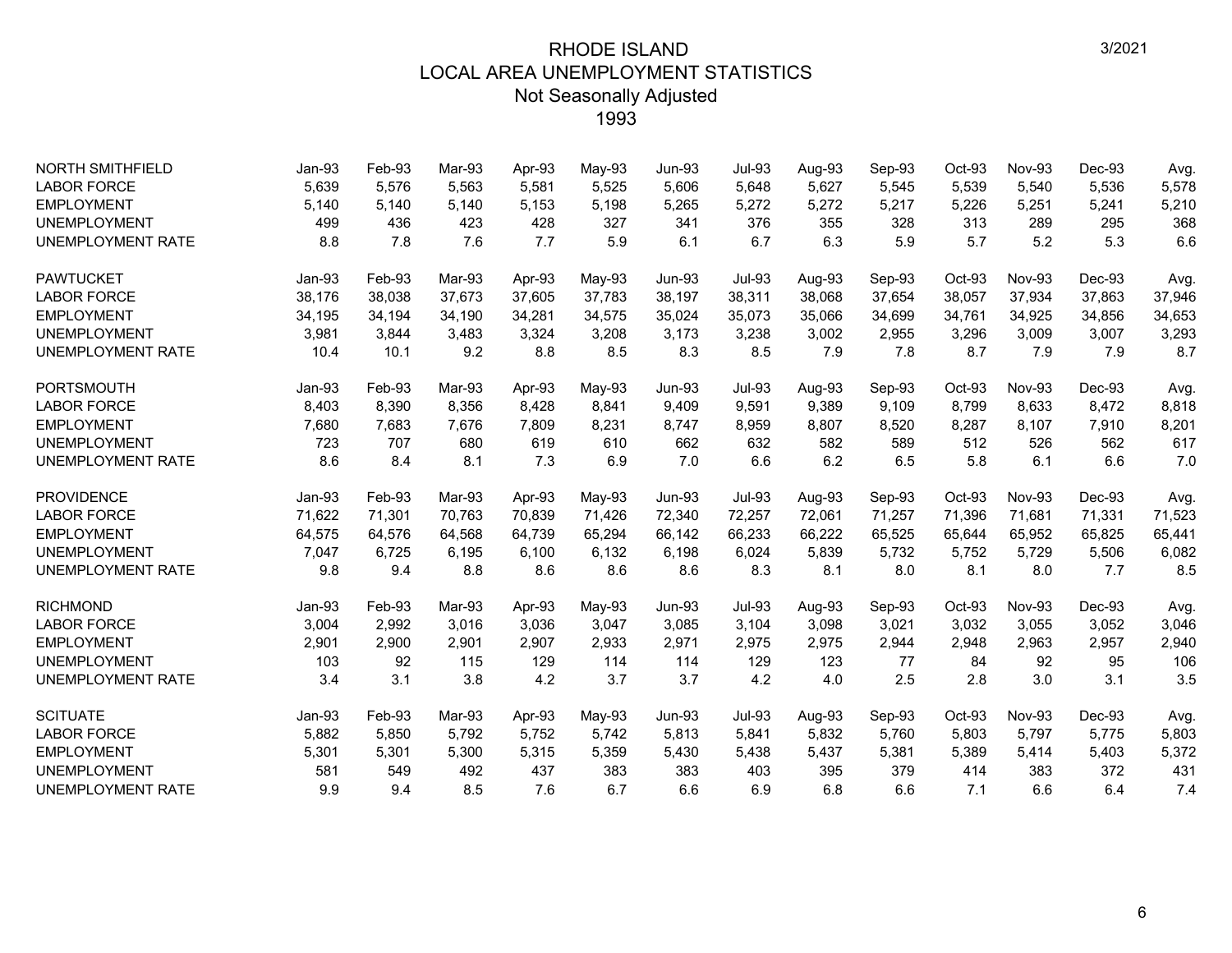# RHODE ISLAND
## LOCAL AREA UNEMPLOYMENT STATISTICS
### Not Seasonally Adjusted
### 1993

3/2021

| NORTH SMITHFIELD | Jan-93 | Feb-93 | Mar-93 | Apr-93 | May-93 | Jun-93 | Jul-93 | Aug-93 | Sep-93 | Oct-93 | Nov-93 | Dec-93 | Avg. |
|---|---|---|---|---|---|---|---|---|---|---|---|---|---|
| LABOR FORCE | 5,639 | 5,576 | 5,563 | 5,581 | 5,525 | 5,606 | 5,648 | 5,627 | 5,545 | 5,539 | 5,540 | 5,536 | 5,578 |
| EMPLOYMENT | 5,140 | 5,140 | 5,140 | 5,153 | 5,198 | 5,265 | 5,272 | 5,272 | 5,217 | 5,226 | 5,251 | 5,241 | 5,210 |
| UNEMPLOYMENT | 499 | 436 | 423 | 428 | 327 | 341 | 376 | 355 | 328 | 313 | 289 | 295 | 368 |
| UNEMPLOYMENT RATE | 8.8 | 7.8 | 7.6 | 7.7 | 5.9 | 6.1 | 6.7 | 6.3 | 5.9 | 5.7 | 5.2 | 5.3 | 6.6 |

| PAWTUCKET | Jan-93 | Feb-93 | Mar-93 | Apr-93 | May-93 | Jun-93 | Jul-93 | Aug-93 | Sep-93 | Oct-93 | Nov-93 | Dec-93 | Avg. |
|---|---|---|---|---|---|---|---|---|---|---|---|---|---|
| LABOR FORCE | 38,176 | 38,038 | 37,673 | 37,605 | 37,783 | 38,197 | 38,311 | 38,068 | 37,654 | 38,057 | 37,934 | 37,863 | 37,946 |
| EMPLOYMENT | 34,195 | 34,194 | 34,190 | 34,281 | 34,575 | 35,024 | 35,073 | 35,066 | 34,699 | 34,761 | 34,925 | 34,856 | 34,653 |
| UNEMPLOYMENT | 3,981 | 3,844 | 3,483 | 3,324 | 3,208 | 3,173 | 3,238 | 3,002 | 2,955 | 3,296 | 3,009 | 3,007 | 3,293 |
| UNEMPLOYMENT RATE | 10.4 | 10.1 | 9.2 | 8.8 | 8.5 | 8.3 | 8.5 | 7.9 | 7.8 | 8.7 | 7.9 | 7.9 | 8.7 |

| PORTSMOUTH | Jan-93 | Feb-93 | Mar-93 | Apr-93 | May-93 | Jun-93 | Jul-93 | Aug-93 | Sep-93 | Oct-93 | Nov-93 | Dec-93 | Avg. |
|---|---|---|---|---|---|---|---|---|---|---|---|---|---|
| LABOR FORCE | 8,403 | 8,390 | 8,356 | 8,428 | 8,841 | 9,409 | 9,591 | 9,389 | 9,109 | 8,799 | 8,633 | 8,472 | 8,818 |
| EMPLOYMENT | 7,680 | 7,683 | 7,676 | 7,809 | 8,231 | 8,747 | 8,959 | 8,807 | 8,520 | 8,287 | 8,107 | 7,910 | 8,201 |
| UNEMPLOYMENT | 723 | 707 | 680 | 619 | 610 | 662 | 632 | 582 | 589 | 512 | 526 | 562 | 617 |
| UNEMPLOYMENT RATE | 8.6 | 8.4 | 8.1 | 7.3 | 6.9 | 7.0 | 6.6 | 6.2 | 6.5 | 5.8 | 6.1 | 6.6 | 7.0 |

| PROVIDENCE | Jan-93 | Feb-93 | Mar-93 | Apr-93 | May-93 | Jun-93 | Jul-93 | Aug-93 | Sep-93 | Oct-93 | Nov-93 | Dec-93 | Avg. |
|---|---|---|---|---|---|---|---|---|---|---|---|---|---|
| LABOR FORCE | 71,622 | 71,301 | 70,763 | 70,839 | 71,426 | 72,340 | 72,257 | 72,061 | 71,257 | 71,396 | 71,681 | 71,331 | 71,523 |
| EMPLOYMENT | 64,575 | 64,576 | 64,568 | 64,739 | 65,294 | 66,142 | 66,233 | 66,222 | 65,525 | 65,644 | 65,952 | 65,825 | 65,441 |
| UNEMPLOYMENT | 7,047 | 6,725 | 6,195 | 6,100 | 6,132 | 6,198 | 6,024 | 5,839 | 5,732 | 5,752 | 5,729 | 5,506 | 6,082 |
| UNEMPLOYMENT RATE | 9.8 | 9.4 | 8.8 | 8.6 | 8.6 | 8.6 | 8.3 | 8.1 | 8.0 | 8.1 | 8.0 | 7.7 | 8.5 |

| RICHMOND | Jan-93 | Feb-93 | Mar-93 | Apr-93 | May-93 | Jun-93 | Jul-93 | Aug-93 | Sep-93 | Oct-93 | Nov-93 | Dec-93 | Avg. |
|---|---|---|---|---|---|---|---|---|---|---|---|---|---|
| LABOR FORCE | 3,004 | 2,992 | 3,016 | 3,036 | 3,047 | 3,085 | 3,104 | 3,098 | 3,021 | 3,032 | 3,055 | 3,052 | 3,046 |
| EMPLOYMENT | 2,901 | 2,900 | 2,901 | 2,907 | 2,933 | 2,971 | 2,975 | 2,975 | 2,944 | 2,948 | 2,963 | 2,957 | 2,940 |
| UNEMPLOYMENT | 103 | 92 | 115 | 129 | 114 | 114 | 129 | 123 | 77 | 84 | 92 | 95 | 106 |
| UNEMPLOYMENT RATE | 3.4 | 3.1 | 3.8 | 4.2 | 3.7 | 3.7 | 4.2 | 4.0 | 2.5 | 2.8 | 3.0 | 3.1 | 3.5 |

| SCITUATE | Jan-93 | Feb-93 | Mar-93 | Apr-93 | May-93 | Jun-93 | Jul-93 | Aug-93 | Sep-93 | Oct-93 | Nov-93 | Dec-93 | Avg. |
|---|---|---|---|---|---|---|---|---|---|---|---|---|---|
| LABOR FORCE | 5,882 | 5,850 | 5,792 | 5,752 | 5,742 | 5,813 | 5,841 | 5,832 | 5,760 | 5,803 | 5,797 | 5,775 | 5,803 |
| EMPLOYMENT | 5,301 | 5,301 | 5,300 | 5,315 | 5,359 | 5,430 | 5,438 | 5,437 | 5,381 | 5,389 | 5,414 | 5,403 | 5,372 |
| UNEMPLOYMENT | 581 | 549 | 492 | 437 | 383 | 383 | 403 | 395 | 379 | 414 | 383 | 372 | 431 |
| UNEMPLOYMENT RATE | 9.9 | 9.4 | 8.5 | 7.6 | 6.7 | 6.6 | 6.9 | 6.8 | 6.6 | 7.1 | 6.6 | 6.4 | 7.4 |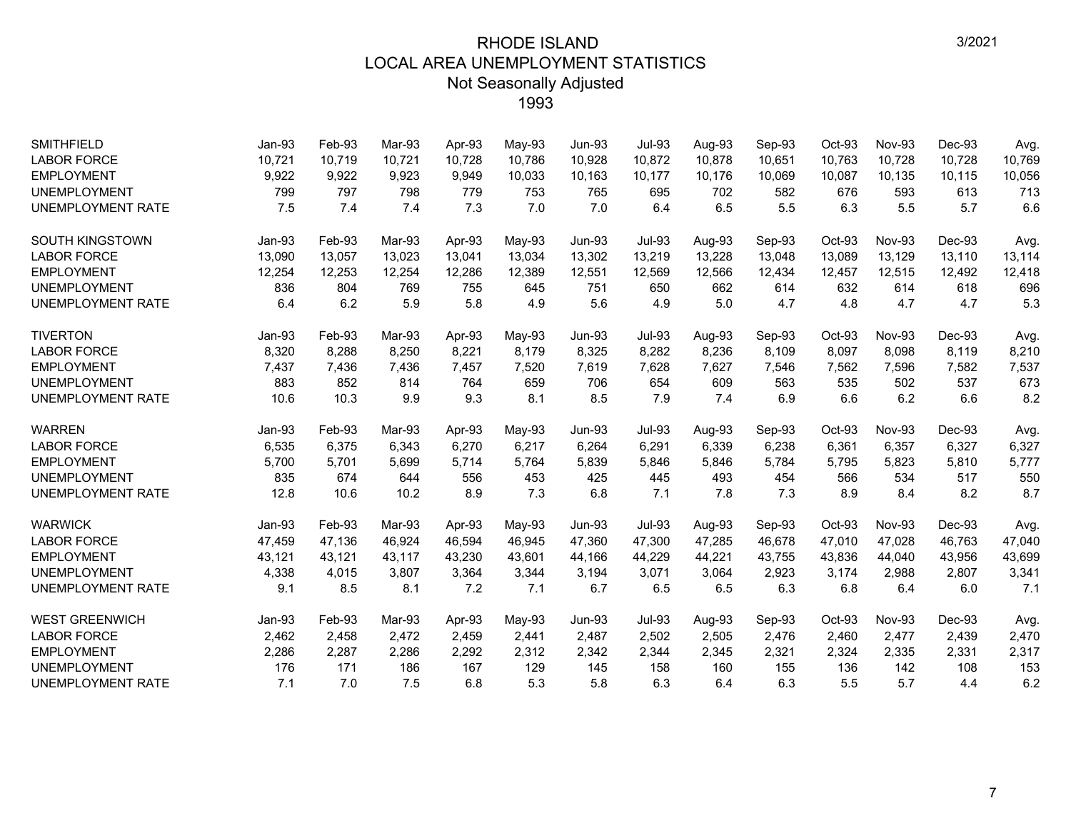# RHODE ISLAND
## LOCAL AREA UNEMPLOYMENT STATISTICS
### Not Seasonally Adjusted
### 1993

3/2021

| SMITHFIELD | Jan-93 | Feb-93 | Mar-93 | Apr-93 | May-93 | Jun-93 | Jul-93 | Aug-93 | Sep-93 | Oct-93 | Nov-93 | Dec-93 | Avg. |
|---|---|---|---|---|---|---|---|---|---|---|---|---|---|
| LABOR FORCE | 10,721 | 10,719 | 10,721 | 10,728 | 10,786 | 10,928 | 10,872 | 10,878 | 10,651 | 10,763 | 10,728 | 10,728 | 10,769 |
| EMPLOYMENT | 9,922 | 9,922 | 9,923 | 9,949 | 10,033 | 10,163 | 10,177 | 10,176 | 10,069 | 10,087 | 10,135 | 10,115 | 10,056 |
| UNEMPLOYMENT | 799 | 797 | 798 | 779 | 753 | 765 | 695 | 702 | 582 | 676 | 593 | 613 | 713 |
| UNEMPLOYMENT RATE | 7.5 | 7.4 | 7.4 | 7.3 | 7.0 | 7.0 | 6.4 | 6.5 | 5.5 | 6.3 | 5.5 | 5.7 | 6.6 |

| SOUTH KINGSTOWN | Jan-93 | Feb-93 | Mar-93 | Apr-93 | May-93 | Jun-93 | Jul-93 | Aug-93 | Sep-93 | Oct-93 | Nov-93 | Dec-93 | Avg. |
|---|---|---|---|---|---|---|---|---|---|---|---|---|---|
| LABOR FORCE | 13,090 | 13,057 | 13,023 | 13,041 | 13,034 | 13,302 | 13,219 | 13,228 | 13,048 | 13,089 | 13,129 | 13,110 | 13,114 |
| EMPLOYMENT | 12,254 | 12,253 | 12,254 | 12,286 | 12,389 | 12,551 | 12,569 | 12,566 | 12,434 | 12,457 | 12,515 | 12,492 | 12,418 |
| UNEMPLOYMENT | 836 | 804 | 769 | 755 | 645 | 751 | 650 | 662 | 614 | 632 | 614 | 618 | 696 |
| UNEMPLOYMENT RATE | 6.4 | 6.2 | 5.9 | 5.8 | 4.9 | 5.6 | 4.9 | 5.0 | 4.7 | 4.8 | 4.7 | 4.7 | 5.3 |

| TIVERTON | Jan-93 | Feb-93 | Mar-93 | Apr-93 | May-93 | Jun-93 | Jul-93 | Aug-93 | Sep-93 | Oct-93 | Nov-93 | Dec-93 | Avg. |
|---|---|---|---|---|---|---|---|---|---|---|---|---|---|
| LABOR FORCE | 8,320 | 8,288 | 8,250 | 8,221 | 8,179 | 8,325 | 8,282 | 8,236 | 8,109 | 8,097 | 8,098 | 8,119 | 8,210 |
| EMPLOYMENT | 7,437 | 7,436 | 7,436 | 7,457 | 7,520 | 7,619 | 7,628 | 7,627 | 7,546 | 7,562 | 7,596 | 7,582 | 7,537 |
| UNEMPLOYMENT | 883 | 852 | 814 | 764 | 659 | 706 | 654 | 609 | 563 | 535 | 502 | 537 | 673 |
| UNEMPLOYMENT RATE | 10.6 | 10.3 | 9.9 | 9.3 | 8.1 | 8.5 | 7.9 | 7.4 | 6.9 | 6.6 | 6.2 | 6.6 | 8.2 |

| WARREN | Jan-93 | Feb-93 | Mar-93 | Apr-93 | May-93 | Jun-93 | Jul-93 | Aug-93 | Sep-93 | Oct-93 | Nov-93 | Dec-93 | Avg. |
|---|---|---|---|---|---|---|---|---|---|---|---|---|---|
| LABOR FORCE | 6,535 | 6,375 | 6,343 | 6,270 | 6,217 | 6,264 | 6,291 | 6,339 | 6,238 | 6,361 | 6,357 | 6,327 | 6,327 |
| EMPLOYMENT | 5,700 | 5,701 | 5,699 | 5,714 | 5,764 | 5,839 | 5,846 | 5,846 | 5,784 | 5,795 | 5,823 | 5,810 | 5,777 |
| UNEMPLOYMENT | 835 | 674 | 644 | 556 | 453 | 425 | 445 | 493 | 454 | 566 | 534 | 517 | 550 |
| UNEMPLOYMENT RATE | 12.8 | 10.6 | 10.2 | 8.9 | 7.3 | 6.8 | 7.1 | 7.8 | 7.3 | 8.9 | 8.4 | 8.2 | 8.7 |

| WARWICK | Jan-93 | Feb-93 | Mar-93 | Apr-93 | May-93 | Jun-93 | Jul-93 | Aug-93 | Sep-93 | Oct-93 | Nov-93 | Dec-93 | Avg. |
|---|---|---|---|---|---|---|---|---|---|---|---|---|---|
| LABOR FORCE | 47,459 | 47,136 | 46,924 | 46,594 | 46,945 | 47,360 | 47,300 | 47,285 | 46,678 | 47,010 | 47,028 | 46,763 | 47,040 |
| EMPLOYMENT | 43,121 | 43,121 | 43,117 | 43,230 | 43,601 | 44,166 | 44,229 | 44,221 | 43,755 | 43,836 | 44,040 | 43,956 | 43,699 |
| UNEMPLOYMENT | 4,338 | 4,015 | 3,807 | 3,364 | 3,344 | 3,194 | 3,071 | 3,064 | 2,923 | 3,174 | 2,988 | 2,807 | 3,341 |
| UNEMPLOYMENT RATE | 9.1 | 8.5 | 8.1 | 7.2 | 7.1 | 6.7 | 6.5 | 6.5 | 6.3 | 6.8 | 6.4 | 6.0 | 7.1 |

| WEST GREENWICH | Jan-93 | Feb-93 | Mar-93 | Apr-93 | May-93 | Jun-93 | Jul-93 | Aug-93 | Sep-93 | Oct-93 | Nov-93 | Dec-93 | Avg. |
|---|---|---|---|---|---|---|---|---|---|---|---|---|---|
| LABOR FORCE | 2,462 | 2,458 | 2,472 | 2,459 | 2,441 | 2,487 | 2,502 | 2,505 | 2,476 | 2,460 | 2,477 | 2,439 | 2,470 |
| EMPLOYMENT | 2,286 | 2,287 | 2,286 | 2,292 | 2,312 | 2,342 | 2,344 | 2,345 | 2,321 | 2,324 | 2,335 | 2,331 | 2,317 |
| UNEMPLOYMENT | 176 | 171 | 186 | 167 | 129 | 145 | 158 | 160 | 155 | 136 | 142 | 108 | 153 |
| UNEMPLOYMENT RATE | 7.1 | 7.0 | 7.5 | 6.8 | 5.3 | 5.8 | 6.3 | 6.4 | 6.3 | 5.5 | 5.7 | 4.4 | 6.2 |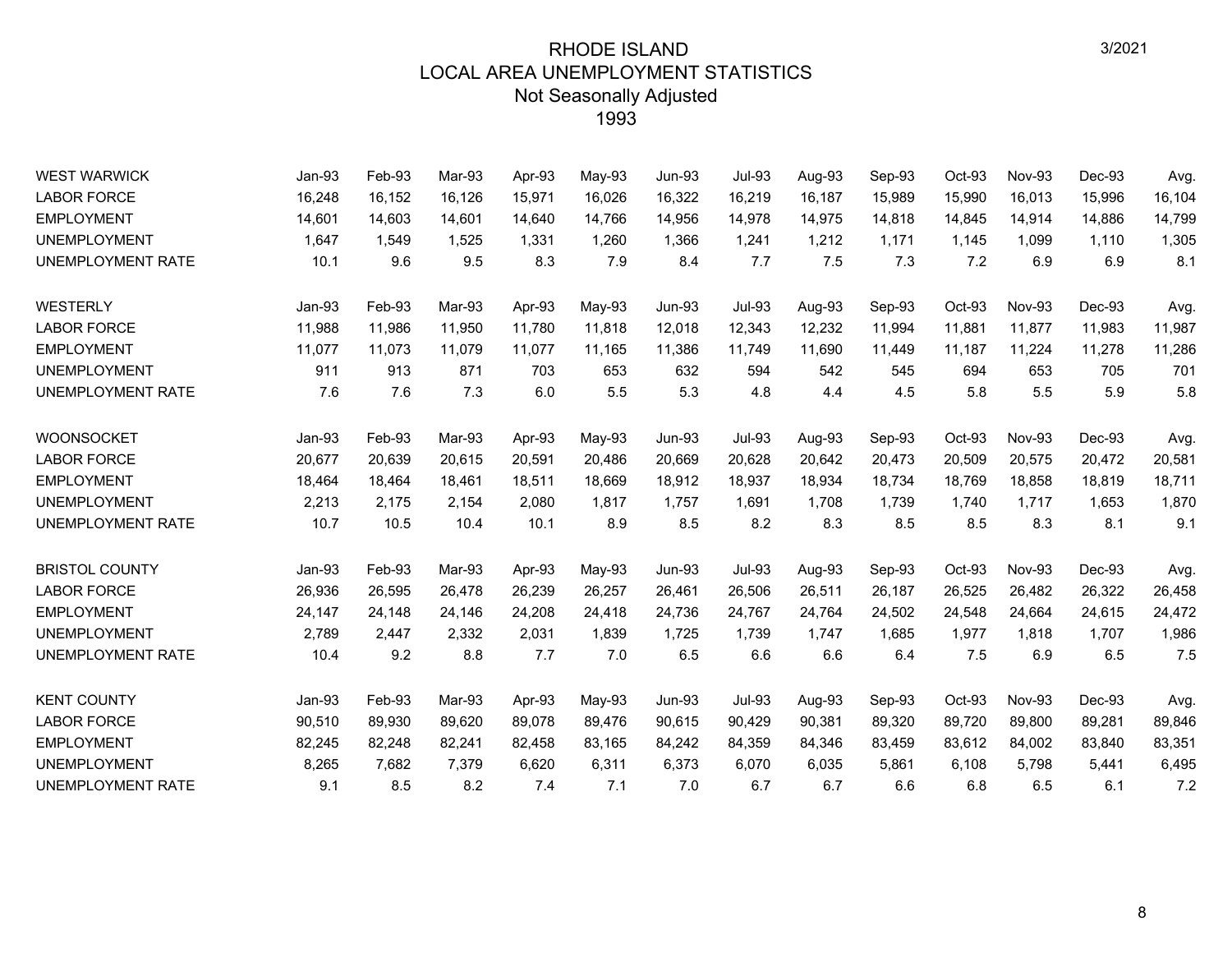# RHODE ISLAND
## LOCAL AREA UNEMPLOYMENT STATISTICS
### Not Seasonally Adjusted
### 1993

3/2021

| WEST WARWICK | Jan-93 | Feb-93 | Mar-93 | Apr-93 | May-93 | Jun-93 | Jul-93 | Aug-93 | Sep-93 | Oct-93 | Nov-93 | Dec-93 | Avg. |
|---|---|---|---|---|---|---|---|---|---|---|---|---|---|
| LABOR FORCE | 16,248 | 16,152 | 16,126 | 15,971 | 16,026 | 16,322 | 16,219 | 16,187 | 15,989 | 15,990 | 16,013 | 15,996 | 16,104 |
| EMPLOYMENT | 14,601 | 14,603 | 14,601 | 14,640 | 14,766 | 14,956 | 14,978 | 14,975 | 14,818 | 14,845 | 14,914 | 14,886 | 14,799 |
| UNEMPLOYMENT | 1,647 | 1,549 | 1,525 | 1,331 | 1,260 | 1,366 | 1,241 | 1,212 | 1,171 | 1,145 | 1,099 | 1,110 | 1,305 |
| UNEMPLOYMENT RATE | 10.1 | 9.6 | 9.5 | 8.3 | 7.9 | 8.4 | 7.7 | 7.5 | 7.3 | 7.2 | 6.9 | 6.9 | 8.1 |

| WESTERLY | Jan-93 | Feb-93 | Mar-93 | Apr-93 | May-93 | Jun-93 | Jul-93 | Aug-93 | Sep-93 | Oct-93 | Nov-93 | Dec-93 | Avg. |
|---|---|---|---|---|---|---|---|---|---|---|---|---|---|
| LABOR FORCE | 11,988 | 11,986 | 11,950 | 11,780 | 11,818 | 12,018 | 12,343 | 12,232 | 11,994 | 11,881 | 11,877 | 11,983 | 11,987 |
| EMPLOYMENT | 11,077 | 11,073 | 11,079 | 11,077 | 11,165 | 11,386 | 11,749 | 11,690 | 11,449 | 11,187 | 11,224 | 11,278 | 11,286 |
| UNEMPLOYMENT | 911 | 913 | 871 | 703 | 653 | 632 | 594 | 542 | 545 | 694 | 653 | 705 | 701 |
| UNEMPLOYMENT RATE | 7.6 | 7.6 | 7.3 | 6.0 | 5.5 | 5.3 | 4.8 | 4.4 | 4.5 | 5.8 | 5.5 | 5.9 | 5.8 |

| WOONSOCKET | Jan-93 | Feb-93 | Mar-93 | Apr-93 | May-93 | Jun-93 | Jul-93 | Aug-93 | Sep-93 | Oct-93 | Nov-93 | Dec-93 | Avg. |
|---|---|---|---|---|---|---|---|---|---|---|---|---|---|
| LABOR FORCE | 20,677 | 20,639 | 20,615 | 20,591 | 20,486 | 20,669 | 20,628 | 20,642 | 20,473 | 20,509 | 20,575 | 20,472 | 20,581 |
| EMPLOYMENT | 18,464 | 18,464 | 18,461 | 18,511 | 18,669 | 18,912 | 18,937 | 18,934 | 18,734 | 18,769 | 18,858 | 18,819 | 18,711 |
| UNEMPLOYMENT | 2,213 | 2,175 | 2,154 | 2,080 | 1,817 | 1,757 | 1,691 | 1,708 | 1,739 | 1,740 | 1,717 | 1,653 | 1,870 |
| UNEMPLOYMENT RATE | 10.7 | 10.5 | 10.4 | 10.1 | 8.9 | 8.5 | 8.2 | 8.3 | 8.5 | 8.5 | 8.3 | 8.1 | 9.1 |

| BRISTOL COUNTY | Jan-93 | Feb-93 | Mar-93 | Apr-93 | May-93 | Jun-93 | Jul-93 | Aug-93 | Sep-93 | Oct-93 | Nov-93 | Dec-93 | Avg. |
|---|---|---|---|---|---|---|---|---|---|---|---|---|---|
| LABOR FORCE | 26,936 | 26,595 | 26,478 | 26,239 | 26,257 | 26,461 | 26,506 | 26,511 | 26,187 | 26,525 | 26,482 | 26,322 | 26,458 |
| EMPLOYMENT | 24,147 | 24,148 | 24,146 | 24,208 | 24,418 | 24,736 | 24,767 | 24,764 | 24,502 | 24,548 | 24,664 | 24,615 | 24,472 |
| UNEMPLOYMENT | 2,789 | 2,447 | 2,332 | 2,031 | 1,839 | 1,725 | 1,739 | 1,747 | 1,685 | 1,977 | 1,818 | 1,707 | 1,986 |
| UNEMPLOYMENT RATE | 10.4 | 9.2 | 8.8 | 7.7 | 7.0 | 6.5 | 6.6 | 6.6 | 6.4 | 7.5 | 6.9 | 6.5 | 7.5 |

| KENT COUNTY | Jan-93 | Feb-93 | Mar-93 | Apr-93 | May-93 | Jun-93 | Jul-93 | Aug-93 | Sep-93 | Oct-93 | Nov-93 | Dec-93 | Avg. |
|---|---|---|---|---|---|---|---|---|---|---|---|---|---|
| LABOR FORCE | 90,510 | 89,930 | 89,620 | 89,078 | 89,476 | 90,615 | 90,429 | 90,381 | 89,320 | 89,720 | 89,800 | 89,281 | 89,846 |
| EMPLOYMENT | 82,245 | 82,248 | 82,241 | 82,458 | 83,165 | 84,242 | 84,359 | 84,346 | 83,459 | 83,612 | 84,002 | 83,840 | 83,351 |
| UNEMPLOYMENT | 8,265 | 7,682 | 7,379 | 6,620 | 6,311 | 6,373 | 6,070 | 6,035 | 5,861 | 6,108 | 5,798 | 5,441 | 6,495 |
| UNEMPLOYMENT RATE | 9.1 | 8.5 | 8.2 | 7.4 | 7.1 | 7.0 | 6.7 | 6.7 | 6.6 | 6.8 | 6.5 | 6.1 | 7.2 |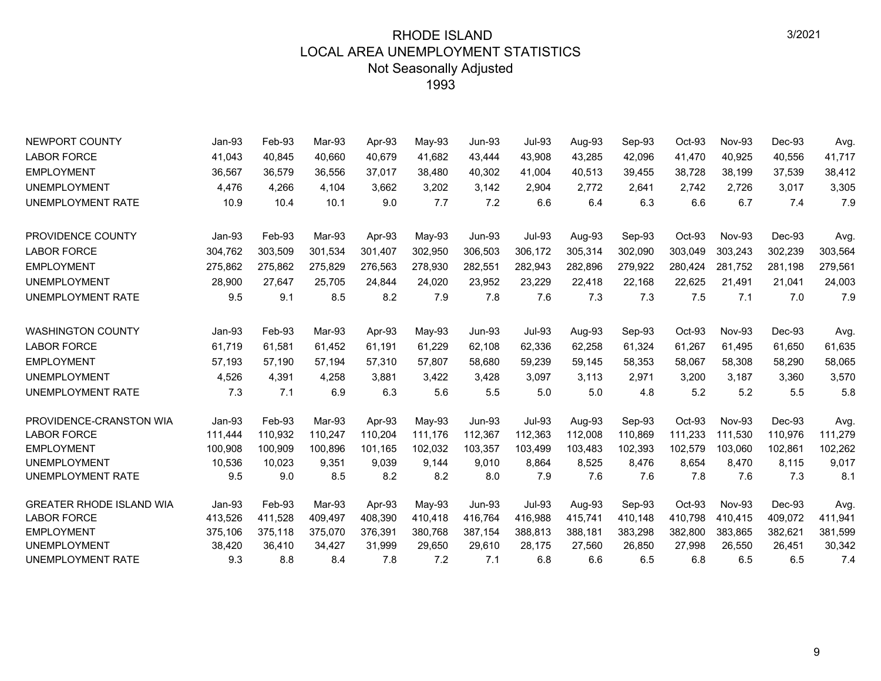# RHODE ISLAND
## LOCAL AREA UNEMPLOYMENT STATISTICS
### Not Seasonally Adjusted
### 1993

3/2021

| NEWPORT COUNTY | Jan-93 | Feb-93 | Mar-93 | Apr-93 | May-93 | Jun-93 | Jul-93 | Aug-93 | Sep-93 | Oct-93 | Nov-93 | Dec-93 | Avg. |
|---|---|---|---|---|---|---|---|---|---|---|---|---|---|
| LABOR FORCE | 41,043 | 40,845 | 40,660 | 40,679 | 41,682 | 43,444 | 43,908 | 43,285 | 42,096 | 41,470 | 40,925 | 40,556 | 41,717 |
| EMPLOYMENT | 36,567 | 36,579 | 36,556 | 37,017 | 38,480 | 40,302 | 41,004 | 40,513 | 39,455 | 38,728 | 38,199 | 37,539 | 38,412 |
| UNEMPLOYMENT | 4,476 | 4,266 | 4,104 | 3,662 | 3,202 | 3,142 | 2,904 | 2,772 | 2,641 | 2,742 | 2,726 | 3,017 | 3,305 |
| UNEMPLOYMENT RATE | 10.9 | 10.4 | 10.1 | 9.0 | 7.7 | 7.2 | 6.6 | 6.4 | 6.3 | 6.6 | 6.7 | 7.4 | 7.9 |

| PROVIDENCE COUNTY | Jan-93 | Feb-93 | Mar-93 | Apr-93 | May-93 | Jun-93 | Jul-93 | Aug-93 | Sep-93 | Oct-93 | Nov-93 | Dec-93 | Avg. |
|---|---|---|---|---|---|---|---|---|---|---|---|---|---|
| LABOR FORCE | 304,762 | 303,509 | 301,534 | 301,407 | 302,950 | 306,503 | 306,172 | 305,314 | 302,090 | 303,049 | 303,243 | 302,239 | 303,564 |
| EMPLOYMENT | 275,862 | 275,862 | 275,829 | 276,563 | 278,930 | 282,551 | 282,943 | 282,896 | 279,922 | 280,424 | 281,752 | 281,198 | 279,561 |
| UNEMPLOYMENT | 28,900 | 27,647 | 25,705 | 24,844 | 24,020 | 23,952 | 23,229 | 22,418 | 22,168 | 22,625 | 21,491 | 21,041 | 24,003 |
| UNEMPLOYMENT RATE | 9.5 | 9.1 | 8.5 | 8.2 | 7.9 | 7.8 | 7.6 | 7.3 | 7.3 | 7.5 | 7.1 | 7.0 | 7.9 |

| WASHINGTON COUNTY | Jan-93 | Feb-93 | Mar-93 | Apr-93 | May-93 | Jun-93 | Jul-93 | Aug-93 | Sep-93 | Oct-93 | Nov-93 | Dec-93 | Avg. |
|---|---|---|---|---|---|---|---|---|---|---|---|---|---|
| LABOR FORCE | 61,719 | 61,581 | 61,452 | 61,191 | 61,229 | 62,108 | 62,336 | 62,258 | 61,324 | 61,267 | 61,495 | 61,650 | 61,635 |
| EMPLOYMENT | 57,193 | 57,190 | 57,194 | 57,310 | 57,807 | 58,680 | 59,239 | 59,145 | 58,353 | 58,067 | 58,308 | 58,290 | 58,065 |
| UNEMPLOYMENT | 4,526 | 4,391 | 4,258 | 3,881 | 3,422 | 3,428 | 3,097 | 3,113 | 2,971 | 3,200 | 3,187 | 3,360 | 3,570 |
| UNEMPLOYMENT RATE | 7.3 | 7.1 | 6.9 | 6.3 | 5.6 | 5.5 | 5.0 | 5.0 | 4.8 | 5.2 | 5.2 | 5.5 | 5.8 |

| PROVIDENCE-CRANSTON WIA | Jan-93 | Feb-93 | Mar-93 | Apr-93 | May-93 | Jun-93 | Jul-93 | Aug-93 | Sep-93 | Oct-93 | Nov-93 | Dec-93 | Avg. |
|---|---|---|---|---|---|---|---|---|---|---|---|---|---|
| LABOR FORCE | 111,444 | 110,932 | 110,247 | 110,204 | 111,176 | 112,367 | 112,363 | 112,008 | 110,869 | 111,233 | 111,530 | 110,976 | 111,279 |
| EMPLOYMENT | 100,908 | 100,909 | 100,896 | 101,165 | 102,032 | 103,357 | 103,499 | 103,483 | 102,393 | 102,579 | 103,060 | 102,861 | 102,262 |
| UNEMPLOYMENT | 10,536 | 10,023 | 9,351 | 9,039 | 9,144 | 9,010 | 8,864 | 8,525 | 8,476 | 8,654 | 8,470 | 8,115 | 9,017 |
| UNEMPLOYMENT RATE | 9.5 | 9.0 | 8.5 | 8.2 | 8.2 | 8.0 | 7.9 | 7.6 | 7.6 | 7.8 | 7.6 | 7.3 | 8.1 |

| GREATER RHODE ISLAND WIA | Jan-93 | Feb-93 | Mar-93 | Apr-93 | May-93 | Jun-93 | Jul-93 | Aug-93 | Sep-93 | Oct-93 | Nov-93 | Dec-93 | Avg. |
|---|---|---|---|---|---|---|---|---|---|---|---|---|---|
| LABOR FORCE | 413,526 | 411,528 | 409,497 | 408,390 | 410,418 | 416,764 | 416,988 | 415,741 | 410,148 | 410,798 | 410,415 | 409,072 | 411,941 |
| EMPLOYMENT | 375,106 | 375,118 | 375,070 | 376,391 | 380,768 | 387,154 | 388,813 | 388,181 | 383,298 | 382,800 | 383,865 | 382,621 | 381,599 |
| UNEMPLOYMENT | 38,420 | 36,410 | 34,427 | 31,999 | 29,650 | 29,610 | 28,175 | 27,560 | 26,850 | 27,998 | 26,550 | 26,451 | 30,342 |
| UNEMPLOYMENT RATE | 9.3 | 8.8 | 8.4 | 7.8 | 7.2 | 7.1 | 6.8 | 6.6 | 6.5 | 6.8 | 6.5 | 6.5 | 7.4 |